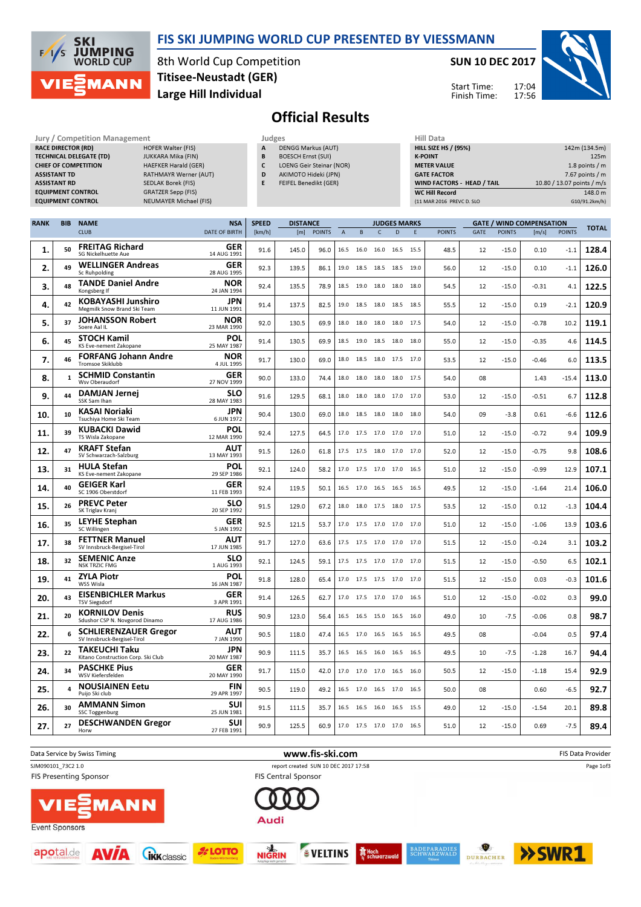# FIS SKI JUMPING WORLD CUP PRESENTED BY VIESSMANN

8th World Cup Competition
Titisee-Neustadt (GER)
Large Hill Individual

SUN 10 DEC 2017

Start Time: 17:04
Finish Time: 17:56

## Official Results

**Jury / Competition Management**

| | |
|---|---|
| RACE DIRECTOR (RD) | HOFER Walter (FIS) |
| TECHNICAL DELEGATE (TD) | JUKKARA Mika (FIN) |
| CHIEF OF COMPETITION | HAEFKER Harald (GER) |
| ASSISTANT TD | RATHMAYR Werner (AUT) |
| ASSISTANT RD | SEDLAK Borek (FIS) |
| EQUIPMENT CONTROL | GRATZER Sepp (FIS) |
| EQUIPMENT CONTROL | NEUMAYER Michael (FIS) |

**Judges**

| | |
|---|---|
| A | DENGG Markus (AUT) |
| B | BOESCH Ernst (SUI) |
| C | LOENG Geir Steinar (NOR) |
| D | AKIMOTO Hideki (JPN) |
| E | FEIFEL Benedikt (GER) |

**Hill Data**

| | |
|---|---|
| HILL SIZE HS / (95%) | 142m (134.5m) |
| K-POINT | 125m |
| METER VALUE | 1.8 points / m |
| GATE FACTOR | 7.67 points / m |
| WIND FACTORS - HEAD / TAIL | 10.80 / 13.07 points / m/s |
| WC Hill Record | 148.0 m |
| (11 MAR 2016 PREVC D. SLO | G10/91.2km/h) |

| RANK | BIB | NAME / CLUB | NSA / DATE OF BIRTH | SPEED [km/h] | DISTANCE [m] | DISTANCE POINTS | A | B | C | D | E | JUDGES POINTS | GATE | GATE POINTS | WIND [m/s] | WIND POINTS | TOTAL |
|---|---|---|---|---|---|---|---|---|---|---|---|---|---|---|---|---|---|
| 1. | 50 | FREITAG Richard / SG Nickelhuette Aue | GER / 14 AUG 1991 | 91.6 | 145.0 | 96.0 | 16.5 | 16.0 | 16.0 | 16.5 | 15.5 | 48.5 | 12 | -15.0 | 0.10 | -1.1 | 128.4 |
| 2. | 49 | WELLINGER Andreas / Sc Ruhpolding | GER / 28 AUG 1995 | 92.3 | 139.5 | 86.1 | 19.0 | 18.5 | 18.5 | 18.5 | 19.0 | 56.0 | 12 | -15.0 | 0.10 | -1.1 | 126.0 |
| 3. | 48 | TANDE Daniel Andre / Kongsberg If | NOR / 24 JAN 1994 | 92.4 | 135.5 | 78.9 | 18.5 | 19.0 | 18.0 | 18.0 | 18.0 | 54.5 | 12 | -15.0 | -0.31 | 4.1 | 122.5 |
| 4. | 42 | KOBAYASHI Junshiro / Megmilk Snow Brand Ski Team | JPN / 11 JUN 1991 | 91.4 | 137.5 | 82.5 | 19.0 | 18.5 | 18.0 | 18.5 | 18.5 | 55.5 | 12 | -15.0 | 0.19 | -2.1 | 120.9 |
| 5. | 37 | JOHANSSON Robert / Soere Aal IL | NOR / 23 MAR 1990 | 92.0 | 130.5 | 69.9 | 18.0 | 18.0 | 18.0 | 18.0 | 17.5 | 54.0 | 12 | -15.0 | -0.78 | 10.2 | 119.1 |
| 6. | 45 | STOCH Kamil / KS Eve-nement Zakopane | POL / 25 MAY 1987 | 91.4 | 130.5 | 69.9 | 18.5 | 19.0 | 18.5 | 18.0 | 18.0 | 55.0 | 12 | -15.0 | -0.35 | 4.6 | 114.5 |
| 7. | 46 | FORFANG Johann Andre / Tromsoe Skiklubb | NOR / 4 JUL 1995 | 91.7 | 130.0 | 69.0 | 18.0 | 18.5 | 18.0 | 17.5 | 17.0 | 53.5 | 12 | -15.0 | -0.46 | 6.0 | 113.5 |
| 8. | 1 | SCHMID Constantin / Wsv Oberaudorf | GER / 27 NOV 1999 | 90.0 | 133.0 | 74.4 | 18.0 | 18.0 | 18.0 | 18.0 | 17.5 | 54.0 | 08 | | 1.43 | -15.4 | 113.0 |
| 9. | 44 | DAMJAN Jernej / SSK Sam Ihan | SLO / 28 MAY 1983 | 91.6 | 129.5 | 68.1 | 18.0 | 18.0 | 18.0 | 17.0 | 17.0 | 53.0 | 12 | -15.0 | -0.51 | 6.7 | 112.8 |
| 10. | 10 | KASAI Noriaki / Tsuchiya Home Ski Team | JPN / 6 JUN 1972 | 90.4 | 130.0 | 69.0 | 18.0 | 18.5 | 18.0 | 18.0 | 18.0 | 54.0 | 09 | -3.8 | 0.61 | -6.6 | 112.6 |
| 11. | 39 | KUBACKI Dawid / TS Wisla Zakopane | POL / 12 MAR 1990 | 92.4 | 127.5 | 64.5 | 17.0 | 17.5 | 17.0 | 17.0 | 17.0 | 51.0 | 12 | -15.0 | -0.72 | 9.4 | 109.9 |
| 12. | 47 | KRAFT Stefan / SV Schwarzach-Salzburg | AUT / 13 MAY 1993 | 91.5 | 126.0 | 61.8 | 17.5 | 17.5 | 18.0 | 17.0 | 17.0 | 52.0 | 12 | -15.0 | -0.75 | 9.8 | 108.6 |
| 13. | 31 | HULA Stefan / KS Eve-nement Zakopane | POL / 29 SEP 1986 | 92.1 | 124.0 | 58.2 | 17.0 | 17.5 | 17.0 | 17.0 | 16.5 | 51.0 | 12 | -15.0 | -0.99 | 12.9 | 107.1 |
| 14. | 40 | GEIGER Karl / SC 1906 Oberstdorf | GER / 11 FEB 1993 | 92.4 | 119.5 | 50.1 | 16.5 | 17.0 | 16.5 | 16.5 | 16.5 | 49.5 | 12 | -15.0 | -1.64 | 21.4 | 106.0 |
| 15. | 26 | PREVC Peter / SK Triglav Kranj | SLO / 20 SEP 1992 | 91.5 | 129.0 | 67.2 | 18.0 | 18.0 | 17.5 | 18.0 | 17.5 | 53.5 | 12 | -15.0 | 0.12 | -1.3 | 104.4 |
| 16. | 35 | LEYHE Stephan / SC Willingen | GER / 5 JAN 1992 | 92.5 | 121.5 | 53.7 | 17.0 | 17.5 | 17.0 | 17.0 | 17.0 | 51.0 | 12 | -15.0 | -1.06 | 13.9 | 103.6 |
| 17. | 38 | FETTNER Manuel / SV Innsbruck-Bergisel-Tirol | AUT / 17 JUN 1985 | 91.7 | 127.0 | 63.6 | 17.5 | 17.5 | 17.0 | 17.0 | 17.0 | 51.5 | 12 | -15.0 | -0.24 | 3.1 | 103.2 |
| 18. | 32 | SEMENIC Anze / NSK TRZIC FMG | SLO / 1 AUG 1993 | 92.1 | 124.5 | 59.1 | 17.5 | 17.5 | 17.0 | 17.0 | 17.0 | 51.5 | 12 | -15.0 | -0.50 | 6.5 | 102.1 |
| 19. | 41 | ZYLA Piotr / WSS Wisla | POL / 16 JAN 1987 | 91.8 | 128.0 | 65.4 | 17.0 | 17.5 | 17.5 | 17.0 | 17.0 | 51.5 | 12 | -15.0 | 0.03 | -0.3 | 101.6 |
| 20. | 43 | EISENBICHLER Markus / TSV Siegsdorf | GER / 3 APR 1991 | 91.4 | 126.5 | 62.7 | 17.0 | 17.5 | 17.0 | 17.0 | 16.5 | 51.0 | 12 | -15.0 | -0.02 | 0.3 | 99.0 |
| 21. | 20 | KORNILOV Denis / Sdushor CSP N. Novgorod Dinamo | RUS / 17 AUG 1986 | 90.9 | 123.0 | 56.4 | 16.5 | 16.5 | 15.0 | 16.5 | 16.0 | 49.0 | 10 | -7.5 | -0.06 | 0.8 | 98.7 |
| 22. | 6 | SCHLIERENZAUER Gregor / SV Innsbruck-Bergisel-Tirol | AUT / 7 JAN 1990 | 90.5 | 118.0 | 47.4 | 16.5 | 17.0 | 16.5 | 16.5 | 16.5 | 49.5 | 08 | | -0.04 | 0.5 | 97.4 |
| 23. | 22 | TAKEUCHI Taku / Kitano Construction Corp. Ski Club | JPN / 20 MAY 1987 | 90.9 | 111.5 | 35.7 | 16.5 | 16.5 | 16.0 | 16.5 | 16.5 | 49.5 | 10 | -7.5 | -1.28 | 16.7 | 94.4 |
| 24. | 34 | PASCHKE Pius / WSV Kiefersfelden | GER / 20 MAY 1990 | 91.7 | 115.0 | 42.0 | 17.0 | 17.0 | 17.0 | 16.5 | 16.0 | 50.5 | 12 | -15.0 | -1.18 | 15.4 | 92.9 |
| 25. | 4 | NOUSIAINEN Eetu / Puijo Ski club | FIN / 29 APR 1997 | 90.5 | 119.0 | 49.2 | 16.5 | 17.0 | 16.5 | 17.0 | 16.5 | 50.0 | 08 | | 0.60 | -6.5 | 92.7 |
| 26. | 30 | AMMANN Simon / SSC Toggenburg | SUI / 25 JUN 1981 | 91.5 | 111.5 | 35.7 | 16.5 | 16.5 | 16.0 | 16.5 | 15.5 | 49.0 | 12 | -15.0 | -1.54 | 20.1 | 89.8 |
| 27. | 27 | DESCHWANDEN Gregor / Horw | SUI / 27 FEB 1991 | 90.9 | 125.5 | 60.9 | 17.0 | 17.5 | 17.0 | 17.0 | 16.5 | 51.0 | 12 | -15.0 | 0.69 | -7.5 | 89.4 |

Data Service by Swiss Timing — www.fis-ski.com — FIS Data Provider

SJM090101_73C2 1.0 — report created SUN 10 DEC 2017 17:58

FIS Presenting Sponsor: VIESSMANN — FIS Central Sponsor: Audi

Event Sponsors: apotal.de, AVIA, IKK classic, LOTTO Baden-Württemberg, NIGRIN, VELTINS, Hochschwarzwald, Badeparadies Schwarzwald, Durbacher, SWR1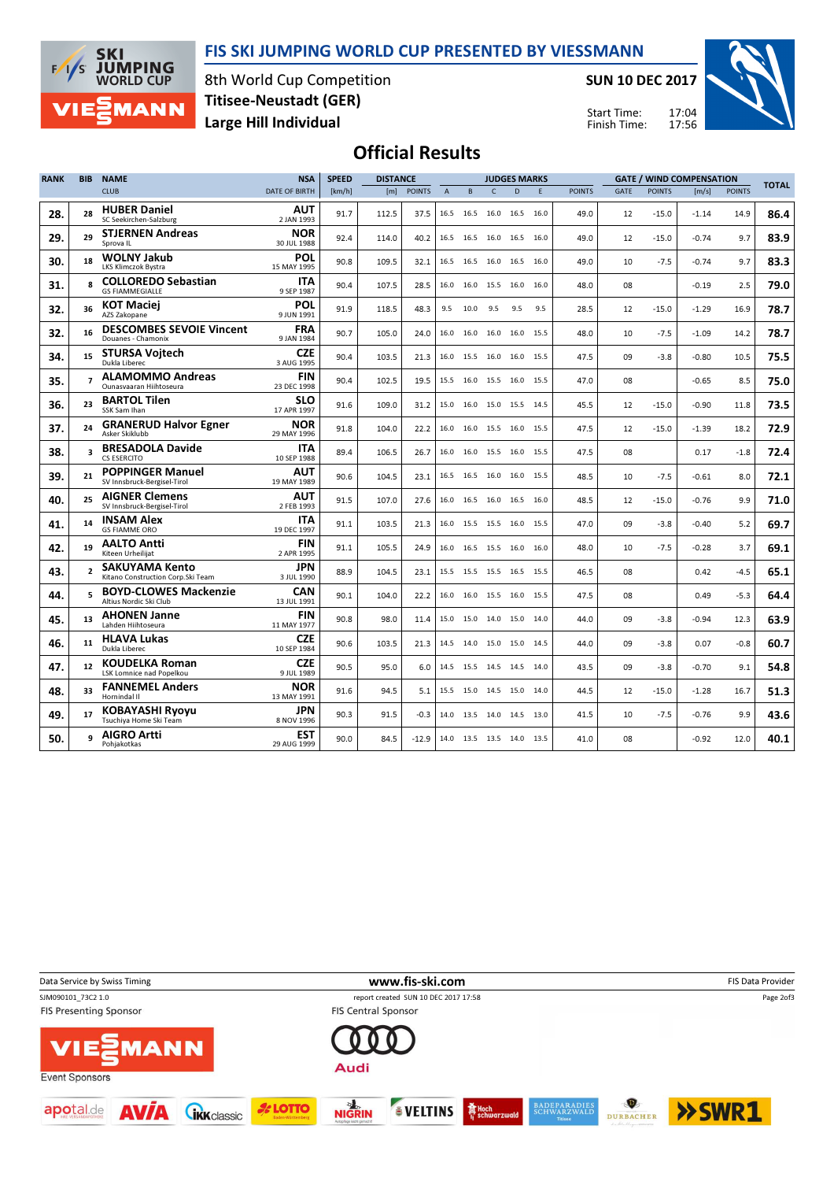# FIS SKI JUMPING WORLD CUP PRESENTED BY VIESSMANN

8th World Cup Competition
**Titisee-Neustadt (GER)**
**Large Hill Individual**

**SUN 10 DEC 2017**

Start Time: 17:04
Finish Time: 17:56

## Official Results

| RANK | BIB | NAME / CLUB | NSA / DATE OF BIRTH | SPEED [km/h] | DISTANCE [m] | DISTANCE POINTS | A | B | C | D | E | JUDGES POINTS | GATE | GATE POINTS | WIND [m/s] | WIND POINTS | TOTAL |
|---|---|---|---|---|---|---|---|---|---|---|---|---|---|---|---|---|---|
| 28. | 28 | **HUBER Daniel** SC Seekirchen-Salzburg | **AUT** 2 JAN 1993 | 91.7 | 112.5 | 37.5 | 16.5 | 16.5 | 16.0 | 16.5 | 16.0 | 49.0 | 12 | -15.0 | -1.14 | 14.9 | **86.4** |
| 29. | 29 | **STJERNEN Andreas** Sprova IL | **NOR** 30 JUL 1988 | 92.4 | 114.0 | 40.2 | 16.5 | 16.5 | 16.0 | 16.5 | 16.0 | 49.0 | 12 | -15.0 | -0.74 | 9.7 | **83.9** |
| 30. | 18 | **WOLNY Jakub** LKS Klimczok Bystra | **POL** 15 MAY 1995 | 90.8 | 109.5 | 32.1 | 16.5 | 16.5 | 16.0 | 16.5 | 16.0 | 49.0 | 10 | -7.5 | -0.74 | 9.7 | **83.3** |
| 31. | 8 | **COLLOREDO Sebastian** GS FIAMMEGIALLE | **ITA** 9 SEP 1987 | 90.4 | 107.5 | 28.5 | 16.0 | 16.0 | 15.5 | 16.0 | 16.0 | 48.0 | 08 | | -0.19 | 2.5 | **79.0** |
| 32. | 36 | **KOT Maciej** AZS Zakopane | **POL** 9 JUN 1991 | 91.9 | 118.5 | 48.3 | 9.5 | 10.0 | 9.5 | 9.5 | 9.5 | 28.5 | 12 | -15.0 | -1.29 | 16.9 | **78.7** |
| 32. | 16 | **DESCOMBES SEVOIE Vincent** Douanes - Chamonix | **FRA** 9 JAN 1984 | 90.7 | 105.0 | 24.0 | 16.0 | 16.0 | 16.0 | 16.0 | 15.5 | 48.0 | 10 | -7.5 | -1.09 | 14.2 | **78.7** |
| 34. | 15 | **STURSA Vojtech** Dukla Liberec | **CZE** 3 AUG 1995 | 90.4 | 103.5 | 21.3 | 16.0 | 15.5 | 16.0 | 16.0 | 15.5 | 47.5 | 09 | -3.8 | -0.80 | 10.5 | **75.5** |
| 35. | 7 | **ALAMOMMO Andreas** Ounasvaaran Hiihtoseura | **FIN** 23 DEC 1998 | 90.4 | 102.5 | 19.5 | 15.5 | 16.0 | 15.5 | 16.0 | 15.5 | 47.0 | 08 | | -0.65 | 8.5 | **75.0** |
| 36. | 23 | **BARTOL Tilen** SSK Sam Ihan | **SLO** 17 APR 1997 | 91.6 | 109.0 | 31.2 | 15.0 | 16.0 | 15.0 | 15.5 | 14.5 | 45.5 | 12 | -15.0 | -0.90 | 11.8 | **73.5** |
| 37. | 24 | **GRANERUD Halvor Egner** Asker Skiklubb | **NOR** 29 MAY 1996 | 91.8 | 104.0 | 22.2 | 16.0 | 16.0 | 15.5 | 16.0 | 15.5 | 47.5 | 12 | -15.0 | -1.39 | 18.2 | **72.9** |
| 38. | 3 | **BRESADOLA Davide** CS ESERCITO | **ITA** 10 SEP 1988 | 89.4 | 106.5 | 26.7 | 16.0 | 16.0 | 15.5 | 16.0 | 15.5 | 47.5 | 08 | | 0.17 | -1.8 | **72.4** |
| 39. | 21 | **POPPINGER Manuel** SV Innsbruck-Bergisel-Tirol | **AUT** 19 MAY 1989 | 90.6 | 104.5 | 23.1 | 16.5 | 16.5 | 16.0 | 16.0 | 15.5 | 48.5 | 10 | -7.5 | -0.61 | 8.0 | **72.1** |
| 40. | 25 | **AIGNER Clemens** SV Innsbruck-Bergisel-Tirol | **AUT** 2 FEB 1993 | 91.5 | 107.0 | 27.6 | 16.0 | 16.5 | 16.0 | 16.5 | 16.0 | 48.5 | 12 | -15.0 | -0.76 | 9.9 | **71.0** |
| 41. | 14 | **INSAM Alex** GS FIAMME ORO | **ITA** 19 DEC 1997 | 91.1 | 103.5 | 21.3 | 16.0 | 15.5 | 15.5 | 16.0 | 15.5 | 47.0 | 09 | -3.8 | -0.40 | 5.2 | **69.7** |
| 42. | 19 | **AALTO Antti** Kiteen Urheilijat | **FIN** 2 APR 1995 | 91.1 | 105.5 | 24.9 | 16.0 | 16.5 | 15.5 | 16.0 | 16.0 | 48.0 | 10 | -7.5 | -0.28 | 3.7 | **69.1** |
| 43. | 2 | **SAKUYAMA Kento** Kitano Construction Corp.Ski Team | **JPN** 3 JUL 1990 | 88.9 | 104.5 | 23.1 | 15.5 | 15.5 | 15.5 | 16.5 | 15.5 | 46.5 | 08 | | 0.42 | -4.5 | **65.1** |
| 44. | 5 | **BOYD-CLOWES Mackenzie** Altius Nordic Ski Club | **CAN** 13 JUL 1991 | 90.1 | 104.0 | 22.2 | 16.0 | 16.0 | 15.5 | 16.0 | 15.5 | 47.5 | 08 | | 0.49 | -5.3 | **64.4** |
| 45. | 13 | **AHONEN Janne** Lahden Hiihtoseura | **FIN** 11 MAY 1977 | 90.8 | 98.0 | 11.4 | 15.0 | 15.0 | 14.0 | 15.0 | 14.0 | 44.0 | 09 | -3.8 | -0.94 | 12.3 | **63.9** |
| 46. | 11 | **HLAVA Lukas** Dukla Liberec | **CZE** 10 SEP 1984 | 90.6 | 103.5 | 21.3 | 14.5 | 14.0 | 15.0 | 15.0 | 14.5 | 44.0 | 09 | -3.8 | 0.07 | -0.8 | **60.7** |
| 47. | 12 | **KOUDELKA Roman** LSK Lomnice nad Popelkou | **CZE** 9 JUL 1989 | 90.5 | 95.0 | 6.0 | 14.5 | 15.5 | 14.5 | 14.5 | 14.0 | 43.5 | 09 | -3.8 | -0.70 | 9.1 | **54.8** |
| 48. | 33 | **FANNEMEL Anders** Hornindal Il | **NOR** 13 MAY 1991 | 91.6 | 94.5 | 5.1 | 15.5 | 15.0 | 14.5 | 15.0 | 14.0 | 44.5 | 12 | -15.0 | -1.28 | 16.7 | **51.3** |
| 49. | 17 | **KOBAYASHI Ryoyu** Tsuchiya Home Ski Team | **JPN** 8 NOV 1996 | 90.3 | 91.5 | -0.3 | 14.0 | 13.5 | 14.0 | 14.5 | 13.0 | 41.5 | 10 | -7.5 | -0.76 | 9.9 | **43.6** |
| 50. | 9 | **AIGRO Artti** Pohjakotkas | **EST** 29 AUG 1999 | 90.0 | 84.5 | -12.9 | 14.0 | 13.5 | 13.5 | 14.0 | 13.5 | 41.0 | 08 | | -0.92 | 12.0 | **40.1** |

Data Service by Swiss Timing — www.fis-ski.com — FIS Data Provider

SJM090101_73C2 1.0 — report created SUN 10 DEC 2017 17:58

FIS Presenting Sponsor: VIESSMANN — FIS Central Sponsor: Audi

Event Sponsors: apotal.de, AVIA, IKK classic, LOTTO Baden-Württemberg, NIGRIN, VELTINS, Hochschwarzwald, Badeparadies Schwarzwald, Durbacher, SWR1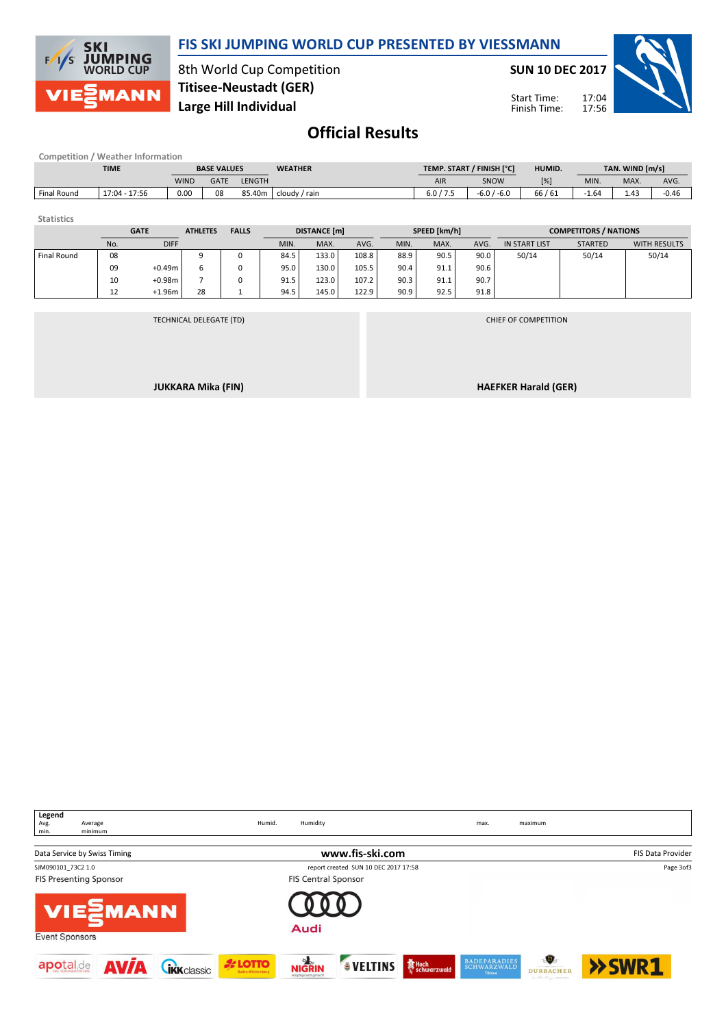# FIS SKI JUMPING WORLD CUP PRESENTED BY VIESSMANN

8th World Cup Competition
**Titisee-Neustadt (GER)**
**Large Hill Individual**

**SUN 10 DEC 2017**

Start Time: 17:04
Finish Time: 17:56

## Official Results

Competition / Weather Information

| | TIME | BASE VALUES | | | WEATHER | TEMP. START / FINISH [°C] | | HUMID. | TAN. WIND [m/s] | | |
|---|---|---|---|---|---|---|---|---|---|---|---|
| | | WIND | GATE | LENGTH | | AIR | SNOW | [%] | MIN. | MAX. | AVG. |
| Final Round | 17:04 - 17:56 | 0.00 | 08 | 85.40m | cloudy / rain | 6.0 / 7.5 | -6.0 / -6.0 | 66 / 61 | -1.64 | 1.43 | -0.46 |

Statistics

| | GATE | | ATHLETES | FALLS | DISTANCE [m] | | | SPEED [km/h] | | | COMPETITORS / NATIONS | | |
|---|---|---|---|---|---|---|---|---|---|---|---|---|---|
| | No. | DIFF | | | MIN. | MAX. | AVG. | MIN. | MAX. | AVG. | IN START LIST | STARTED | WITH RESULTS |
| Final Round | 08 | | 9 | 0 | 84.5 | 133.0 | 108.8 | 88.9 | 90.5 | 90.0 | 50/14 | 50/14 | 50/14 |
| | 09 | +0.49m | 6 | 0 | 95.0 | 130.0 | 105.5 | 90.4 | 91.1 | 90.6 | | | |
| | 10 | +0.98m | 7 | 0 | 91.5 | 123.0 | 107.2 | 90.3 | 91.1 | 90.7 | | | |
| | 12 | +1.96m | 28 | 1 | 94.5 | 145.0 | 122.9 | 90.9 | 92.5 | 91.8 | | | |

| TECHNICAL DELEGATE (TD) | CHIEF OF COMPETITION |
|---|---|
| **JUKKARA Mika (FIN)** | **HAEFKER Harald (GER)** |

**Legend**
Avg. Average
min. minimum
Humid. Humidity
max. maximum

Data Service by Swiss Timing
www.fis-ski.com
FIS Data Provider
SJM090101_73C2 1.0
report created SUN 10 DEC 2017 17:58

FIS Presenting Sponsor
FIS Central Sponsor
Event Sponsors